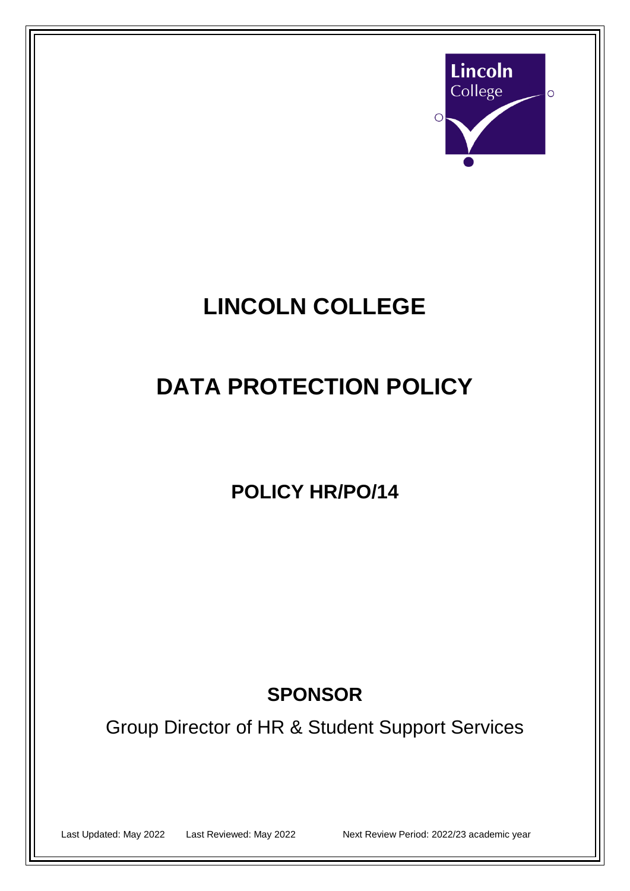# LINCOLN COLLEGE

# DATA PROTECTION POLICY

## POLICY HR/PO/14

## SPONSOR

Group Director of HR & Student Support Services

Last Updated: May 2022 Last Reviewed: May 2022 Next Review Period: 2022/23 academic year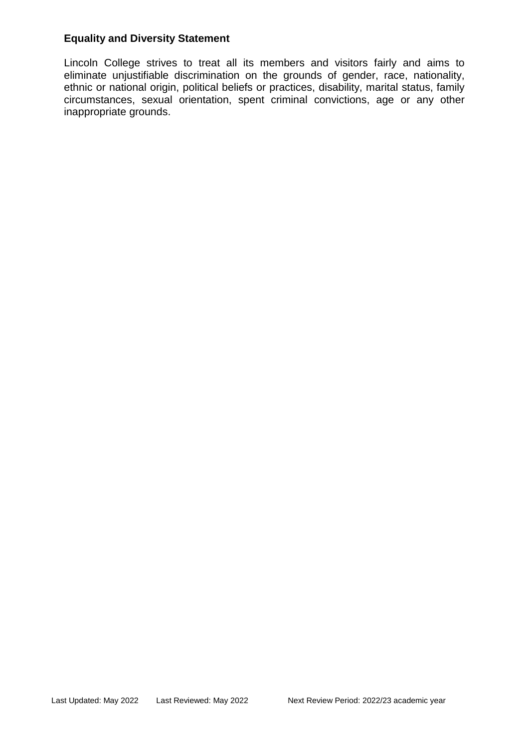## Equality and Diversity Statement

Lincoln College strives to treat all its members and visitors fairly and aims to eliminate unjustifiable discrimination on the grounds of gender, race, nationality, ethnic or national origin, political beliefs or practices, disability, marital status, family circumstances, sexual orientation, spent criminal convictions, age or any other inappropriate grounds.

Last Updated: May 2022 Last Reviewed: May 2022 Next Review Period: 2022/23 academic year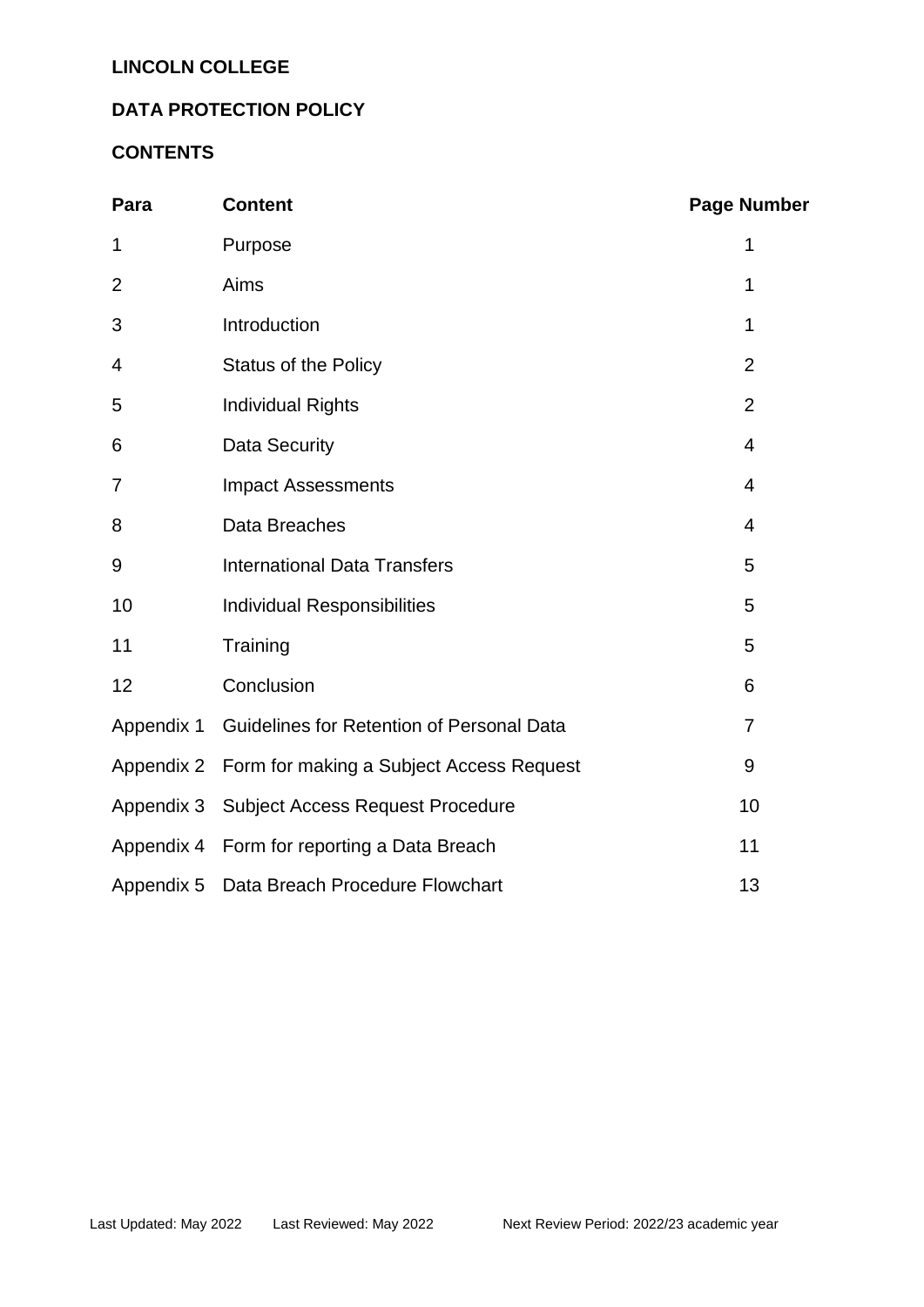**LINCOLN COLLEGE**

**DATA PROTECTION POLICY**

**CONTENTS**

| **Para** | **Content** | **Page Number** |
|---|---|---|
| 1 | Purpose | 1 |
| 2 | Aims | 1 |
| 3 | Introduction | 1 |
| 4 | Status of the Policy | 2 |
| 5 | Individual Rights | 2 |
| 6 | Data Security | 4 |
| 7 | Impact Assessments | 4 |
| 8 | Data Breaches | 4 |
| 9 | International Data Transfers | 5 |
| 10 | Individual Responsibilities | 5 |
| 11 | Training | 5 |
| 12 | Conclusion | 6 |
| Appendix 1 | Guidelines for Retention of Personal Data | 7 |
| Appendix 2 | Form for making a Subject Access Request | 9 |
| Appendix 3 | Subject Access Request Procedure | 10 |
| Appendix 4 | Form for reporting a Data Breach | 11 |
| Appendix 5 | Data Breach Procedure Flowchart | 13 |

Last Updated: May 2022 Last Reviewed: May 2022 Next Review Period: 2022/23 academic year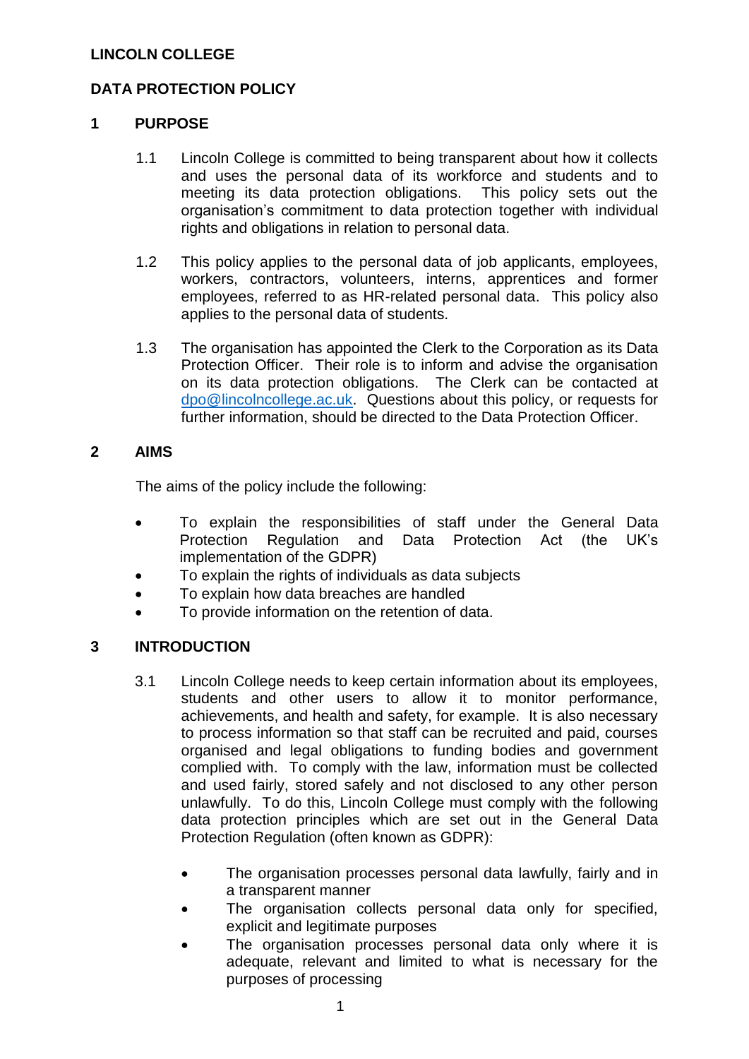**LINCOLN COLLEGE**

**DATA PROTECTION POLICY**

## 1 PURPOSE

1.1 Lincoln College is committed to being transparent about how it collects and uses the personal data of its workforce and students and to meeting its data protection obligations. This policy sets out the organisation's commitment to data protection together with individual rights and obligations in relation to personal data.

1.2 This policy applies to the personal data of job applicants, employees, workers, contractors, volunteers, interns, apprentices and former employees, referred to as HR-related personal data. This policy also applies to the personal data of students.

1.3 The organisation has appointed the Clerk to the Corporation as its Data Protection Officer. Their role is to inform and advise the organisation on its data protection obligations. The Clerk can be contacted at dpo@lincolncollege.ac.uk. Questions about this policy, or requests for further information, should be directed to the Data Protection Officer.

## 2 AIMS

The aims of the policy include the following:

- To explain the responsibilities of staff under the General Data Protection Regulation and Data Protection Act (the UK's implementation of the GDPR)
- To explain the rights of individuals as data subjects
- To explain how data breaches are handled
- To provide information on the retention of data.

## 3 INTRODUCTION

3.1 Lincoln College needs to keep certain information about its employees, students and other users to allow it to monitor performance, achievements, and health and safety, for example. It is also necessary to process information so that staff can be recruited and paid, courses organised and legal obligations to funding bodies and government complied with. To comply with the law, information must be collected and used fairly, stored safely and not disclosed to any other person unlawfully. To do this, Lincoln College must comply with the following data protection principles which are set out in the General Data Protection Regulation (often known as GDPR):

- The organisation processes personal data lawfully, fairly and in a transparent manner
- The organisation collects personal data only for specified, explicit and legitimate purposes
- The organisation processes personal data only where it is adequate, relevant and limited to what is necessary for the purposes of processing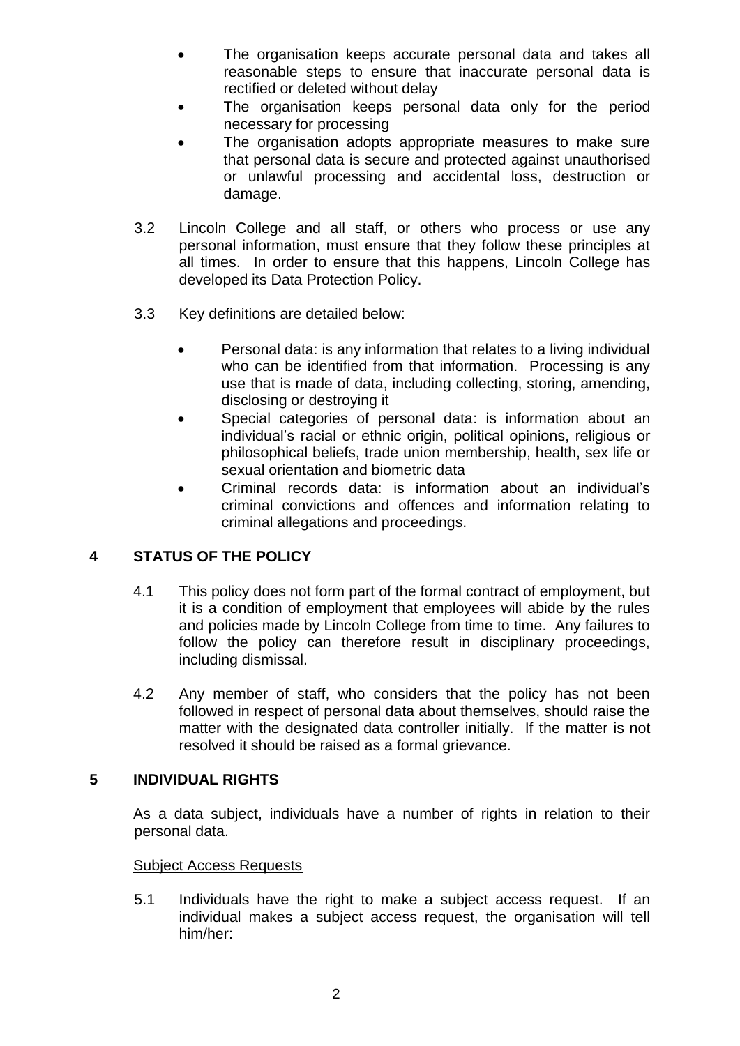- The organisation keeps accurate personal data and takes all reasonable steps to ensure that inaccurate personal data is rectified or deleted without delay
- The organisation keeps personal data only for the period necessary for processing
- The organisation adopts appropriate measures to make sure that personal data is secure and protected against unauthorised or unlawful processing and accidental loss, destruction or damage.

3.2 Lincoln College and all staff, or others who process or use any personal information, must ensure that they follow these principles at all times. In order to ensure that this happens, Lincoln College has developed its Data Protection Policy.

3.3 Key definitions are detailed below:

- Personal data: is any information that relates to a living individual who can be identified from that information. Processing is any use that is made of data, including collecting, storing, amending, disclosing or destroying it
- Special categories of personal data: is information about an individual's racial or ethnic origin, political opinions, religious or philosophical beliefs, trade union membership, health, sex life or sexual orientation and biometric data
- Criminal records data: is information about an individual's criminal convictions and offences and information relating to criminal allegations and proceedings.

## 4 STATUS OF THE POLICY

4.1 This policy does not form part of the formal contract of employment, but it is a condition of employment that employees will abide by the rules and policies made by Lincoln College from time to time. Any failures to follow the policy can therefore result in disciplinary proceedings, including dismissal.

4.2 Any member of staff, who considers that the policy has not been followed in respect of personal data about themselves, should raise the matter with the designated data controller initially. If the matter is not resolved it should be raised as a formal grievance.

## 5 INDIVIDUAL RIGHTS

As a data subject, individuals have a number of rights in relation to their personal data.

Subject Access Requests

5.1 Individuals have the right to make a subject access request. If an individual makes a subject access request, the organisation will tell him/her: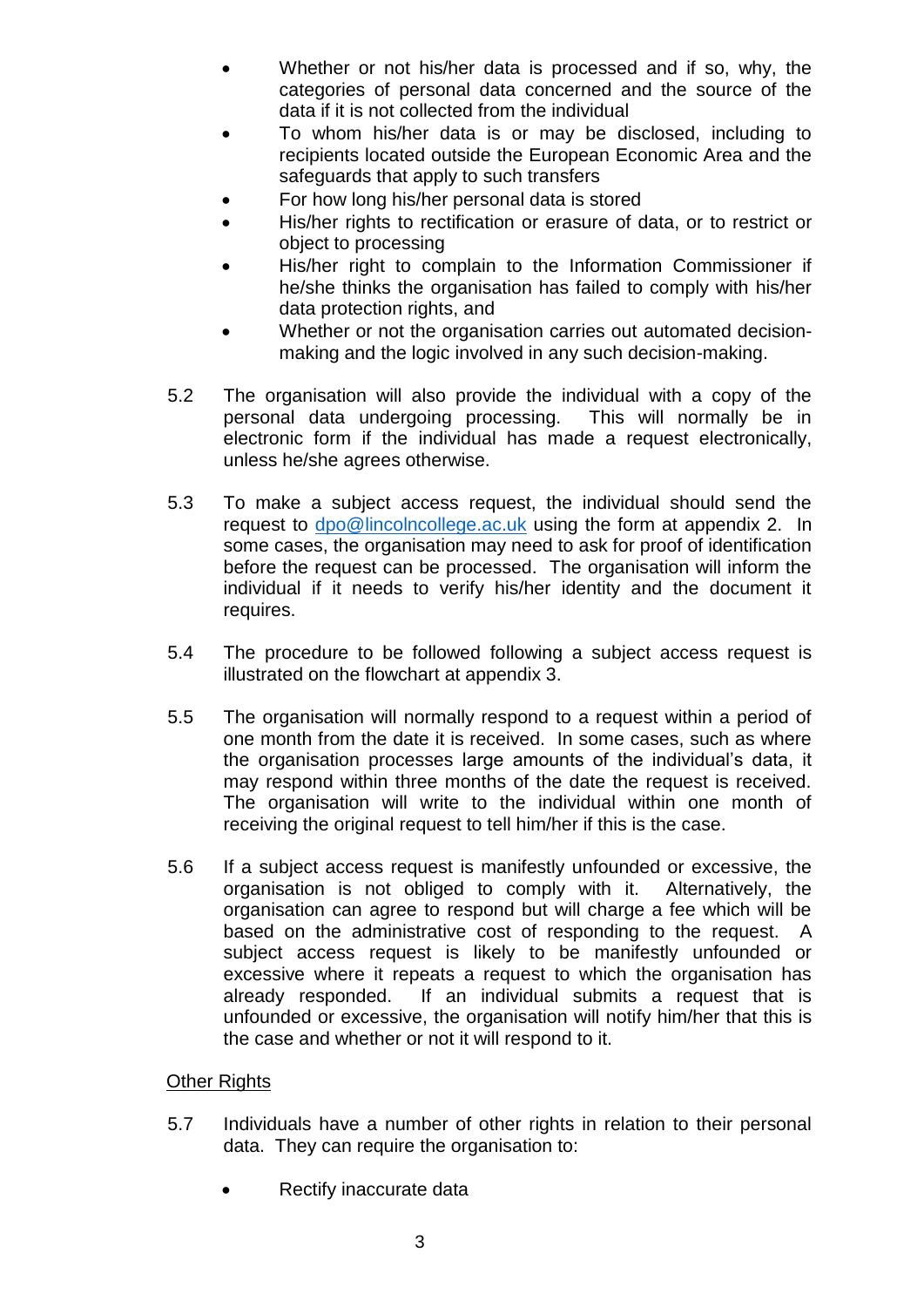- Whether or not his/her data is processed and if so, why, the categories of personal data concerned and the source of the data if it is not collected from the individual
- To whom his/her data is or may be disclosed, including to recipients located outside the European Economic Area and the safeguards that apply to such transfers
- For how long his/her personal data is stored
- His/her rights to rectification or erasure of data, or to restrict or object to processing
- His/her right to complain to the Information Commissioner if he/she thinks the organisation has failed to comply with his/her data protection rights, and
- Whether or not the organisation carries out automated decision-making and the logic involved in any such decision-making.

5.2 The organisation will also provide the individual with a copy of the personal data undergoing processing. This will normally be in electronic form if the individual has made a request electronically, unless he/she agrees otherwise.

5.3 To make a subject access request, the individual should send the request to dpo@lincolncollege.ac.uk using the form at appendix 2. In some cases, the organisation may need to ask for proof of identification before the request can be processed. The organisation will inform the individual if it needs to verify his/her identity and the document it requires.

5.4 The procedure to be followed following a subject access request is illustrated on the flowchart at appendix 3.

5.5 The organisation will normally respond to a request within a period of one month from the date it is received. In some cases, such as where the organisation processes large amounts of the individual's data, it may respond within three months of the date the request is received. The organisation will write to the individual within one month of receiving the original request to tell him/her if this is the case.

5.6 If a subject access request is manifestly unfounded or excessive, the organisation is not obliged to comply with it. Alternatively, the organisation can agree to respond but will charge a fee which will be based on the administrative cost of responding to the request. A subject access request is likely to be manifestly unfounded or excessive where it repeats a request to which the organisation has already responded. If an individual submits a request that is unfounded or excessive, the organisation will notify him/her that this is the case and whether or not it will respond to it.

<u>Other Rights</u>

5.7 Individuals have a number of other rights in relation to their personal data. They can require the organisation to:

- Rectify inaccurate data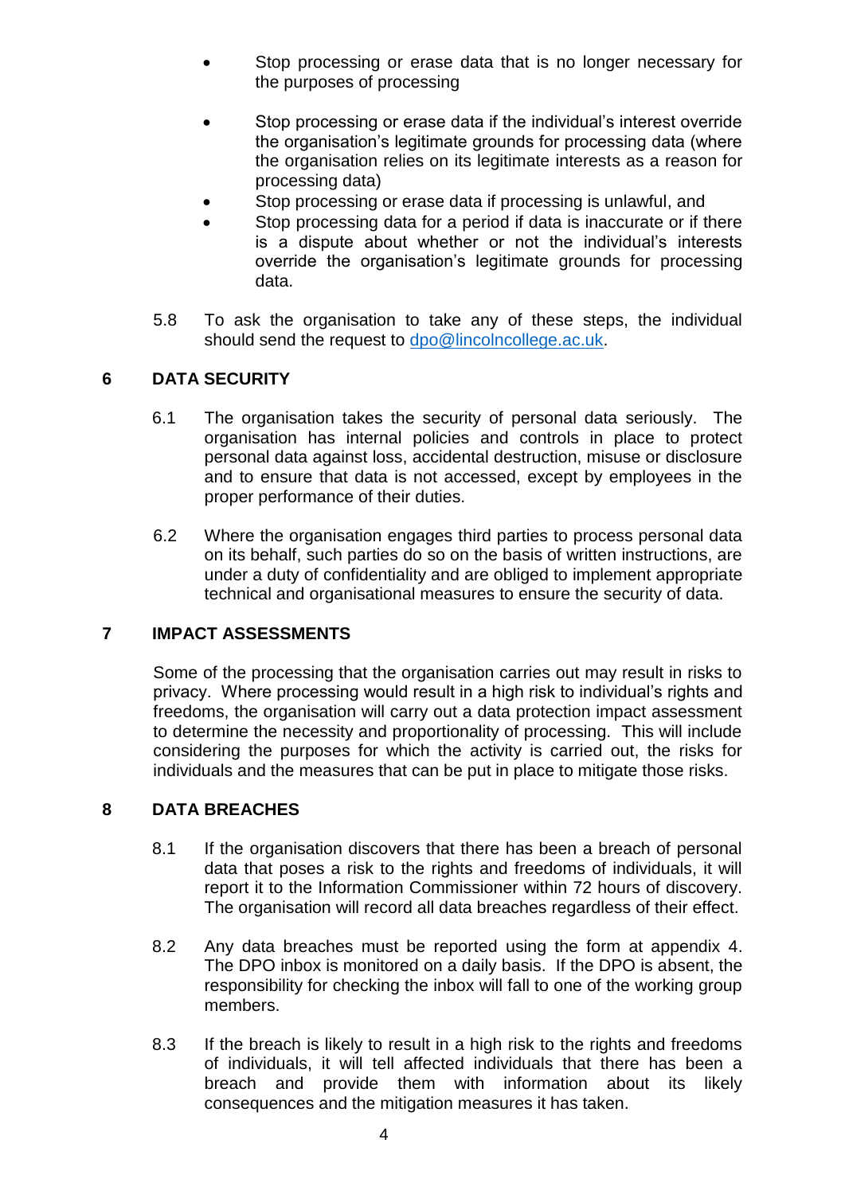- Stop processing or erase data that is no longer necessary for the purposes of processing
- Stop processing or erase data if the individual's interest override the organisation's legitimate grounds for processing data (where the organisation relies on its legitimate interests as a reason for processing data)
- Stop processing or erase data if processing is unlawful, and
- Stop processing data for a period if data is inaccurate or if there is a dispute about whether or not the individual's interests override the organisation's legitimate grounds for processing data.

5.8 To ask the organisation to take any of these steps, the individual should send the request to dpo@lincolncollege.ac.uk.

## 6 DATA SECURITY

6.1 The organisation takes the security of personal data seriously. The organisation has internal policies and controls in place to protect personal data against loss, accidental destruction, misuse or disclosure and to ensure that data is not accessed, except by employees in the proper performance of their duties.

6.2 Where the organisation engages third parties to process personal data on its behalf, such parties do so on the basis of written instructions, are under a duty of confidentiality and are obliged to implement appropriate technical and organisational measures to ensure the security of data.

## 7 IMPACT ASSESSMENTS

Some of the processing that the organisation carries out may result in risks to privacy. Where processing would result in a high risk to individual's rights and freedoms, the organisation will carry out a data protection impact assessment to determine the necessity and proportionality of processing. This will include considering the purposes for which the activity is carried out, the risks for individuals and the measures that can be put in place to mitigate those risks.

## 8 DATA BREACHES

8.1 If the organisation discovers that there has been a breach of personal data that poses a risk to the rights and freedoms of individuals, it will report it to the Information Commissioner within 72 hours of discovery. The organisation will record all data breaches regardless of their effect.

8.2 Any data breaches must be reported using the form at appendix 4. The DPO inbox is monitored on a daily basis. If the DPO is absent, the responsibility for checking the inbox will fall to one of the working group members.

8.3 If the breach is likely to result in a high risk to the rights and freedoms of individuals, it will tell affected individuals that there has been a breach and provide them with information about its likely consequences and the mitigation measures it has taken.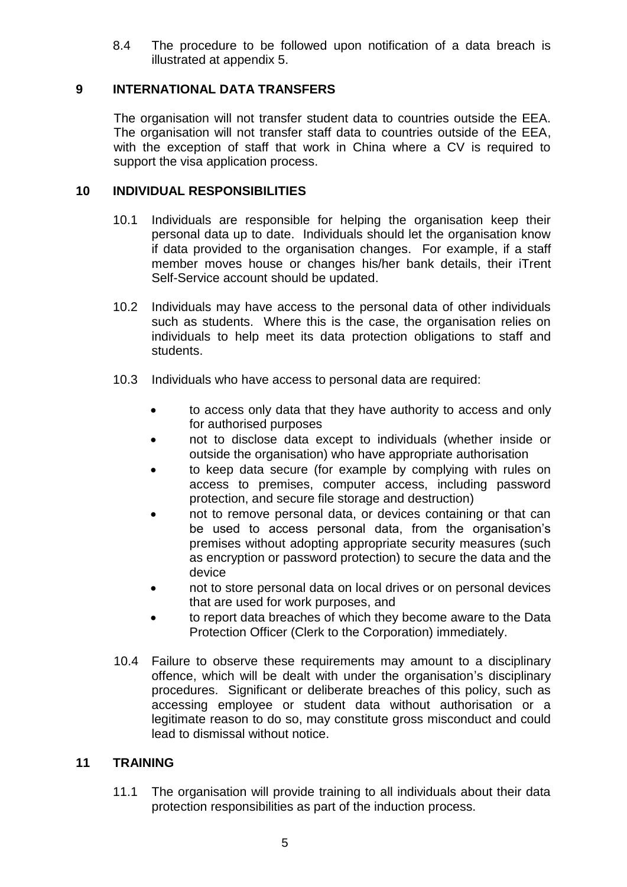8.4 The procedure to be followed upon notification of a data breach is illustrated at appendix 5.

## 9 INTERNATIONAL DATA TRANSFERS

The organisation will not transfer student data to countries outside the EEA. The organisation will not transfer staff data to countries outside of the EEA, with the exception of staff that work in China where a CV is required to support the visa application process.

## 10 INDIVIDUAL RESPONSIBILITIES

10.1 Individuals are responsible for helping the organisation keep their personal data up to date. Individuals should let the organisation know if data provided to the organisation changes. For example, if a staff member moves house or changes his/her bank details, their iTrent Self-Service account should be updated.

10.2 Individuals may have access to the personal data of other individuals such as students. Where this is the case, the organisation relies on individuals to help meet its data protection obligations to staff and students.

10.3 Individuals who have access to personal data are required:

- to access only data that they have authority to access and only for authorised purposes
- not to disclose data except to individuals (whether inside or outside the organisation) who have appropriate authorisation
- to keep data secure (for example by complying with rules on access to premises, computer access, including password protection, and secure file storage and destruction)
- not to remove personal data, or devices containing or that can be used to access personal data, from the organisation's premises without adopting appropriate security measures (such as encryption or password protection) to secure the data and the device
- not to store personal data on local drives or on personal devices that are used for work purposes, and
- to report data breaches of which they become aware to the Data Protection Officer (Clerk to the Corporation) immediately.

10.4 Failure to observe these requirements may amount to a disciplinary offence, which will be dealt with under the organisation's disciplinary procedures. Significant or deliberate breaches of this policy, such as accessing employee or student data without authorisation or a legitimate reason to do so, may constitute gross misconduct and could lead to dismissal without notice.

## 11 TRAINING

11.1 The organisation will provide training to all individuals about their data protection responsibilities as part of the induction process.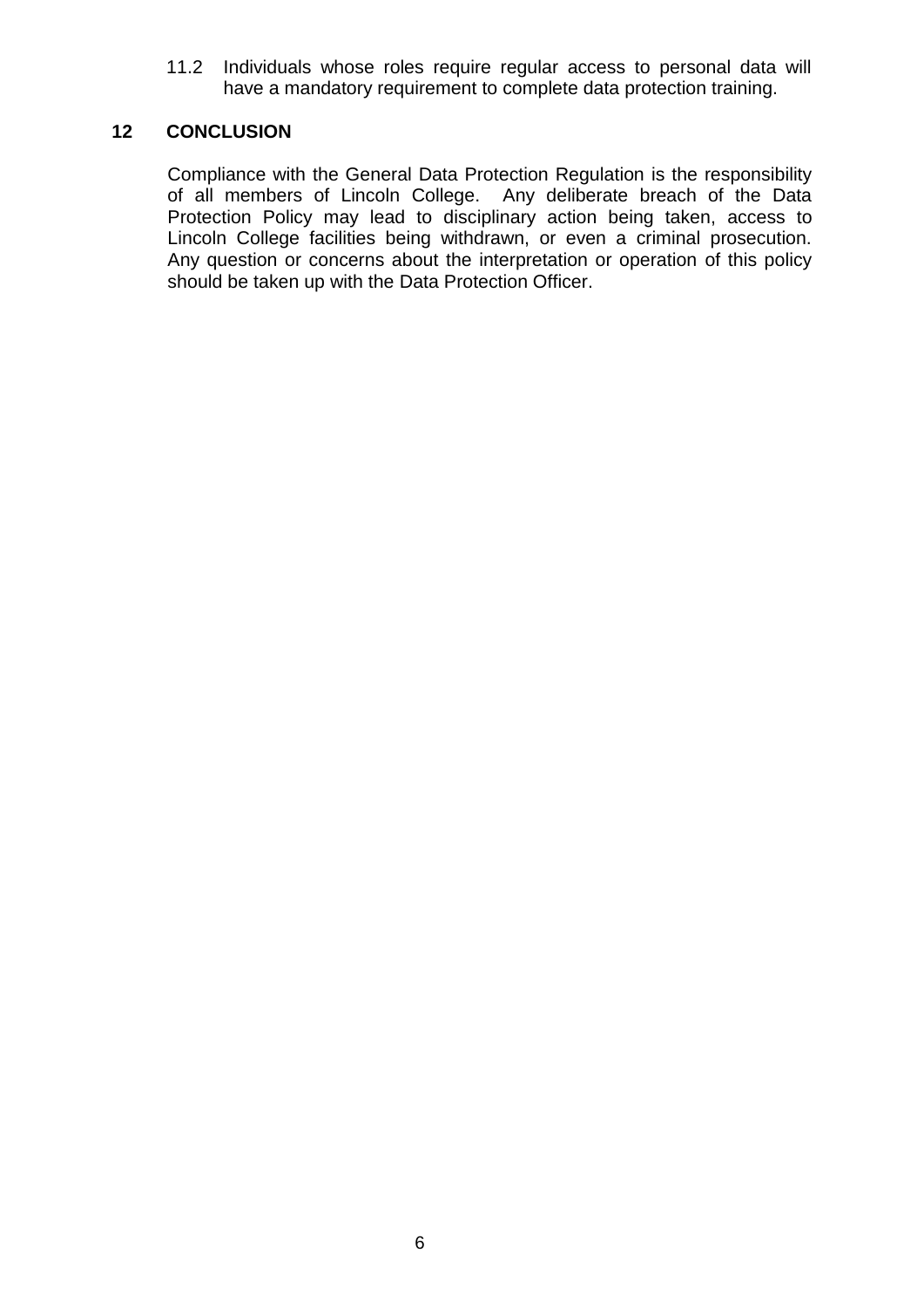11.2 Individuals whose roles require regular access to personal data will have a mandatory requirement to complete data protection training.

## 12 CONCLUSION

Compliance with the General Data Protection Regulation is the responsibility of all members of Lincoln College. Any deliberate breach of the Data Protection Policy may lead to disciplinary action being taken, access to Lincoln College facilities being withdrawn, or even a criminal prosecution. Any question or concerns about the interpretation or operation of this policy should be taken up with the Data Protection Officer.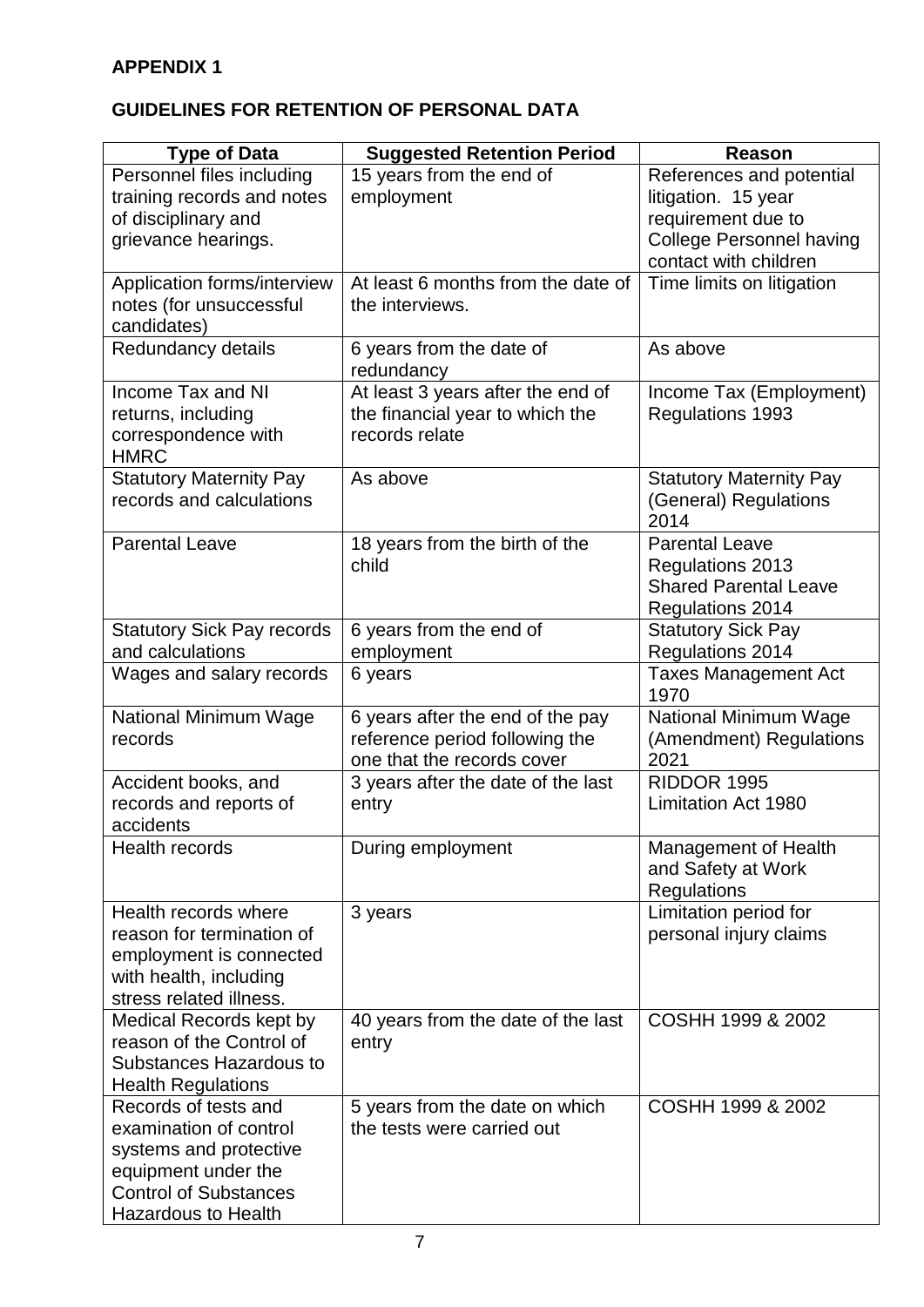**APPENDIX 1**

**GUIDELINES FOR RETENTION OF PERSONAL DATA**

| Type of Data | Suggested Retention Period | Reason |
|---|---|---|
| Personnel files including training records and notes of disciplinary and grievance hearings. | 15 years from the end of employment | References and potential litigation. 15 year requirement due to College Personnel having contact with children |
| Application forms/interview notes (for unsuccessful candidates) | At least 6 months from the date of the interviews. | Time limits on litigation |
| Redundancy details | 6 years from the date of redundancy | As above |
| Income Tax and NI returns, including correspondence with HMRC | At least 3 years after the end of the financial year to which the records relate | Income Tax (Employment) Regulations 1993 |
| Statutory Maternity Pay records and calculations | As above | Statutory Maternity Pay (General) Regulations 2014 |
| Parental Leave | 18 years from the birth of the child | Parental Leave Regulations 2013 Shared Parental Leave Regulations 2014 |
| Statutory Sick Pay records and calculations | 6 years from the end of employment | Statutory Sick Pay Regulations 2014 |
| Wages and salary records | 6 years | Taxes Management Act 1970 |
| National Minimum Wage records | 6 years after the end of the pay reference period following the one that the records cover | National Minimum Wage (Amendment) Regulations 2021 |
| Accident books, and records and reports of accidents | 3 years after the date of the last entry | RIDDOR 1995 Limitation Act 1980 |
| Health records | During employment | Management of Health and Safety at Work Regulations |
| Health records where reason for termination of employment is connected with health, including stress related illness. | 3 years | Limitation period for personal injury claims |
| Medical Records kept by reason of the Control of Substances Hazardous to Health Regulations | 40 years from the date of the last entry | COSHH 1999 & 2002 |
| Records of tests and examination of control systems and protective equipment under the Control of Substances Hazardous to Health | 5 years from the date on which the tests were carried out | COSHH 1999 & 2002 |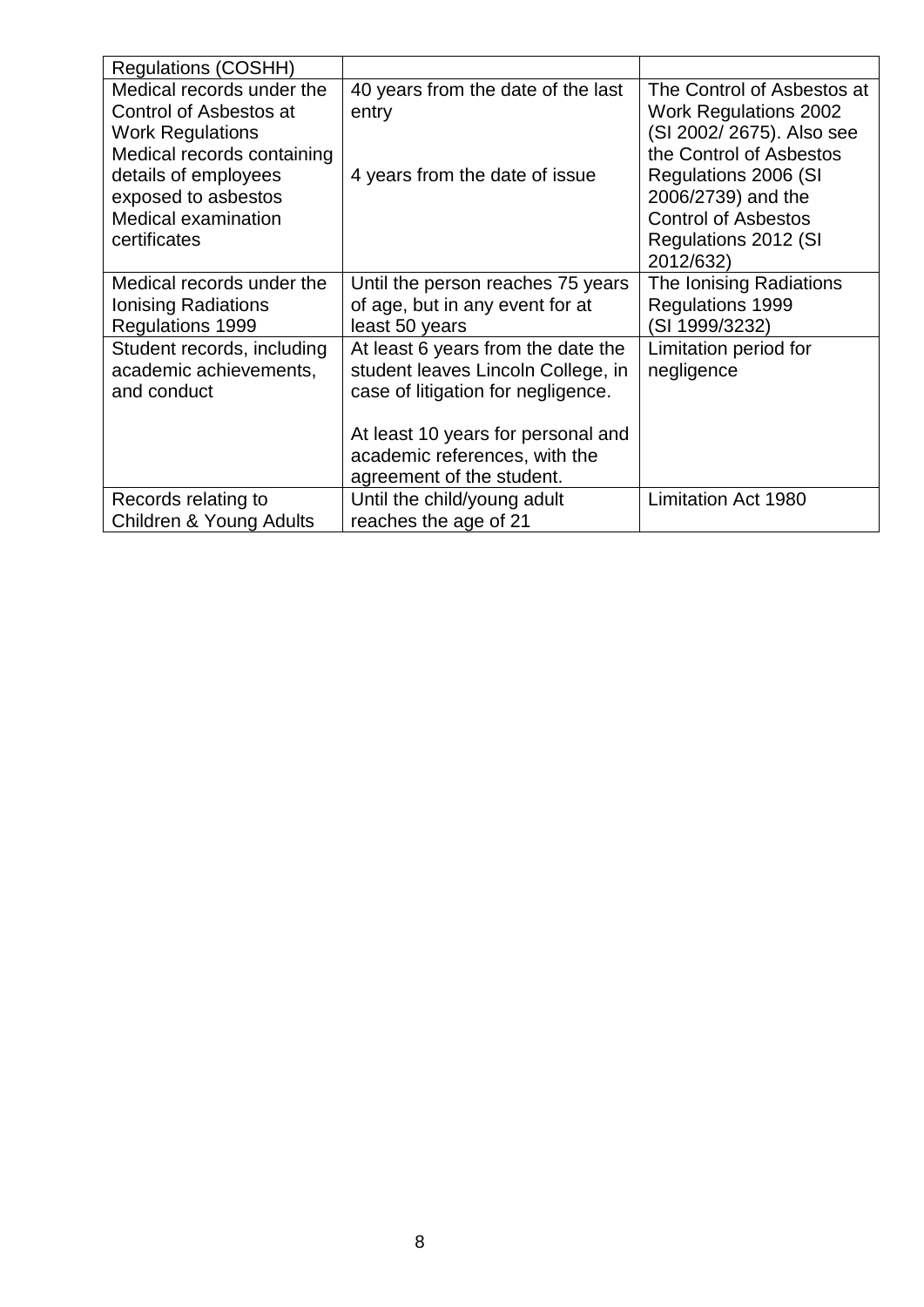| | | |
|---|---|---|
| Regulations (COSHH) | | |
| Medical records under the Control of Asbestos at Work Regulations<br>Medical records containing details of employees exposed to asbestos<br>Medical examination certificates | 40 years from the date of the last entry<br><br>4 years from the date of issue | The Control of Asbestos at Work Regulations 2002 (SI 2002/ 2675). Also see the Control of Asbestos Regulations 2006 (SI 2006/2739) and the Control of Asbestos Regulations 2012 (SI 2012/632) |
| Medical records under the Ionising Radiations Regulations 1999 | Until the person reaches 75 years of age, but in any event for at least 50 years | The Ionising Radiations Regulations 1999 (SI 1999/3232) |
| Student records, including academic achievements, and conduct | At least 6 years from the date the student leaves Lincoln College, in case of litigation for negligence.<br><br>At least 10 years for personal and academic references, with the agreement of the student. | Limitation period for negligence |
| Records relating to Children & Young Adults | Until the child/young adult reaches the age of 21 | Limitation Act 1980 |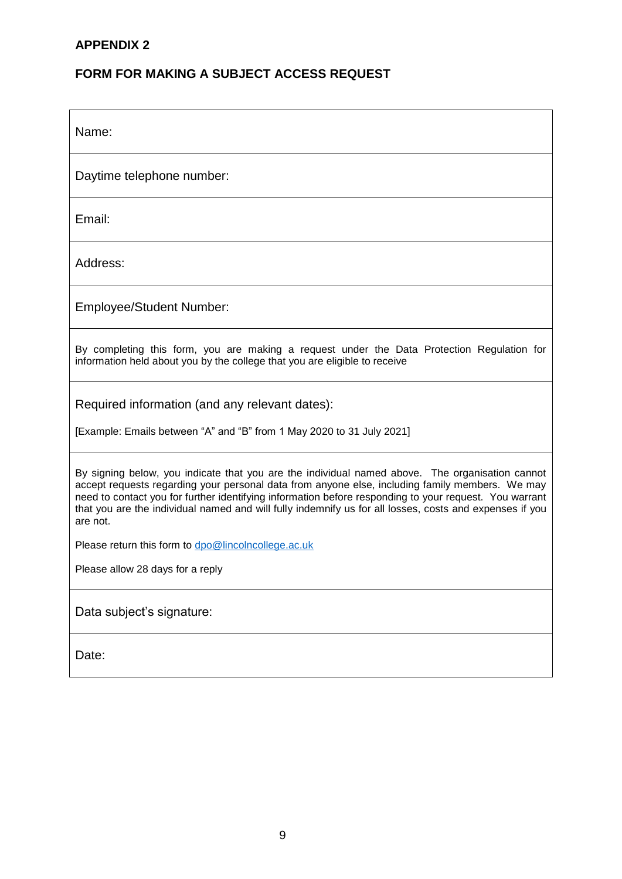## APPENDIX 2

## FORM FOR MAKING A SUBJECT ACCESS REQUEST

| Name: |
|---|
| Daytime telephone number: |
| Email: |
| Address: |
| Employee/Student Number: |
| By completing this form, you are making a request under the Data Protection Regulation for information held about you by the college that you are eligible to receive |
| Required information (and any relevant dates):<br><br>[Example: Emails between "A" and "B" from 1 May 2020 to 31 July 2021] |
| By signing below, you indicate that you are the individual named above. The organisation cannot accept requests regarding your personal data from anyone else, including family members. We may need to contact you for further identifying information before responding to your request. You warrant that you are the individual named and will fully indemnify us for all losses, costs and expenses if you are not.<br><br>Please return this form to dpo@lincolncollege.ac.uk<br><br>Please allow 28 days for a reply |
| Data subject's signature: |
| Date: |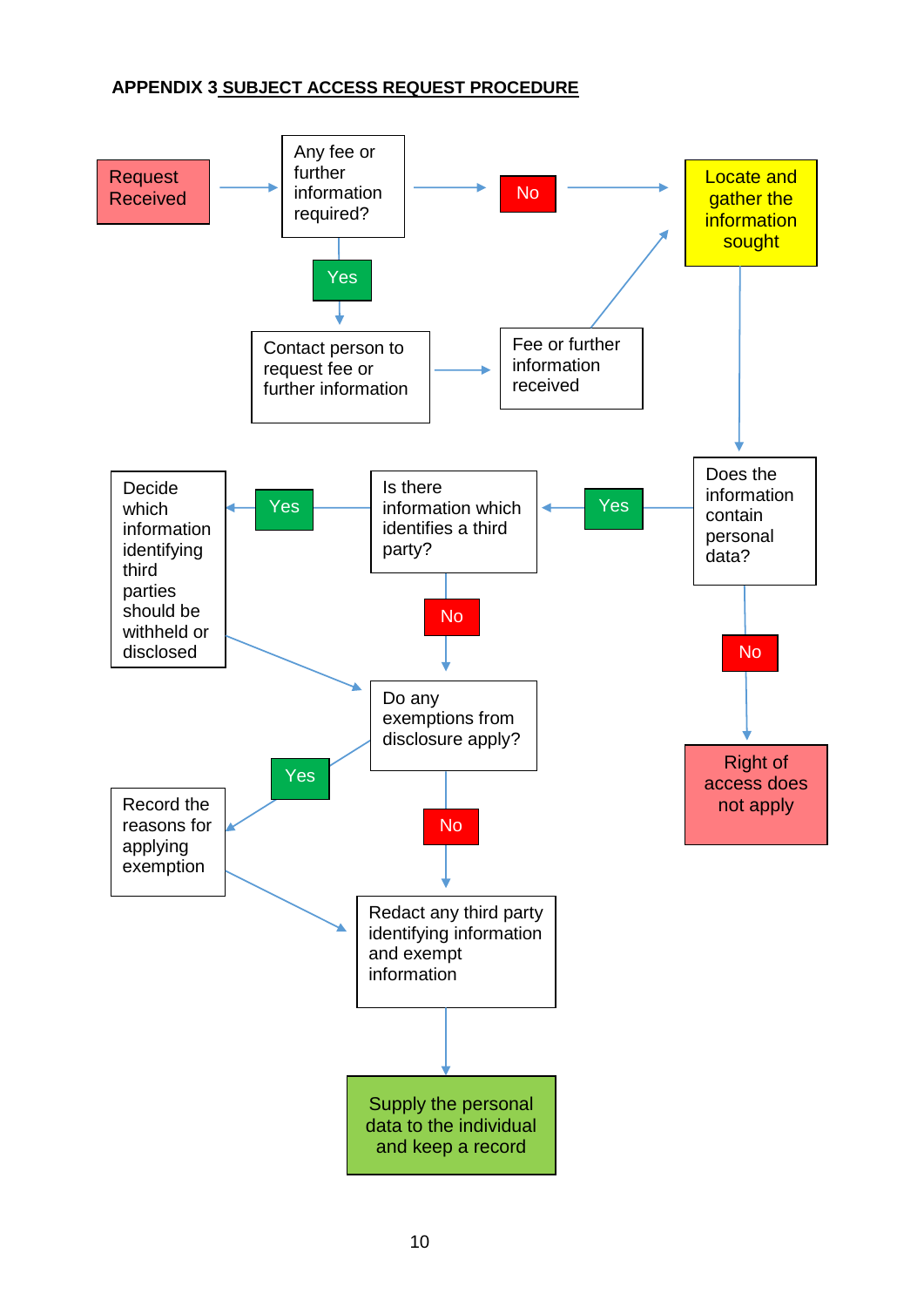**APPENDIX 3 SUBJECT ACCESS REQUEST PROCEDURE**

Request Received

Any fee or further information required?

No

Locate and gather the information sought

Yes

Contact person to request fee or further information

Fee or further information received

Decide which information identifying third parties should be withheld or disclosed

Yes

Is there information which identifies a third party?

Yes

Does the information contain personal data?

No

No

Do any exemptions from disclosure apply?

Right of access does not apply

Yes

Record the reasons for applying exemption

No

Redact any third party identifying information and exempt information

Supply the personal data to the individual and keep a record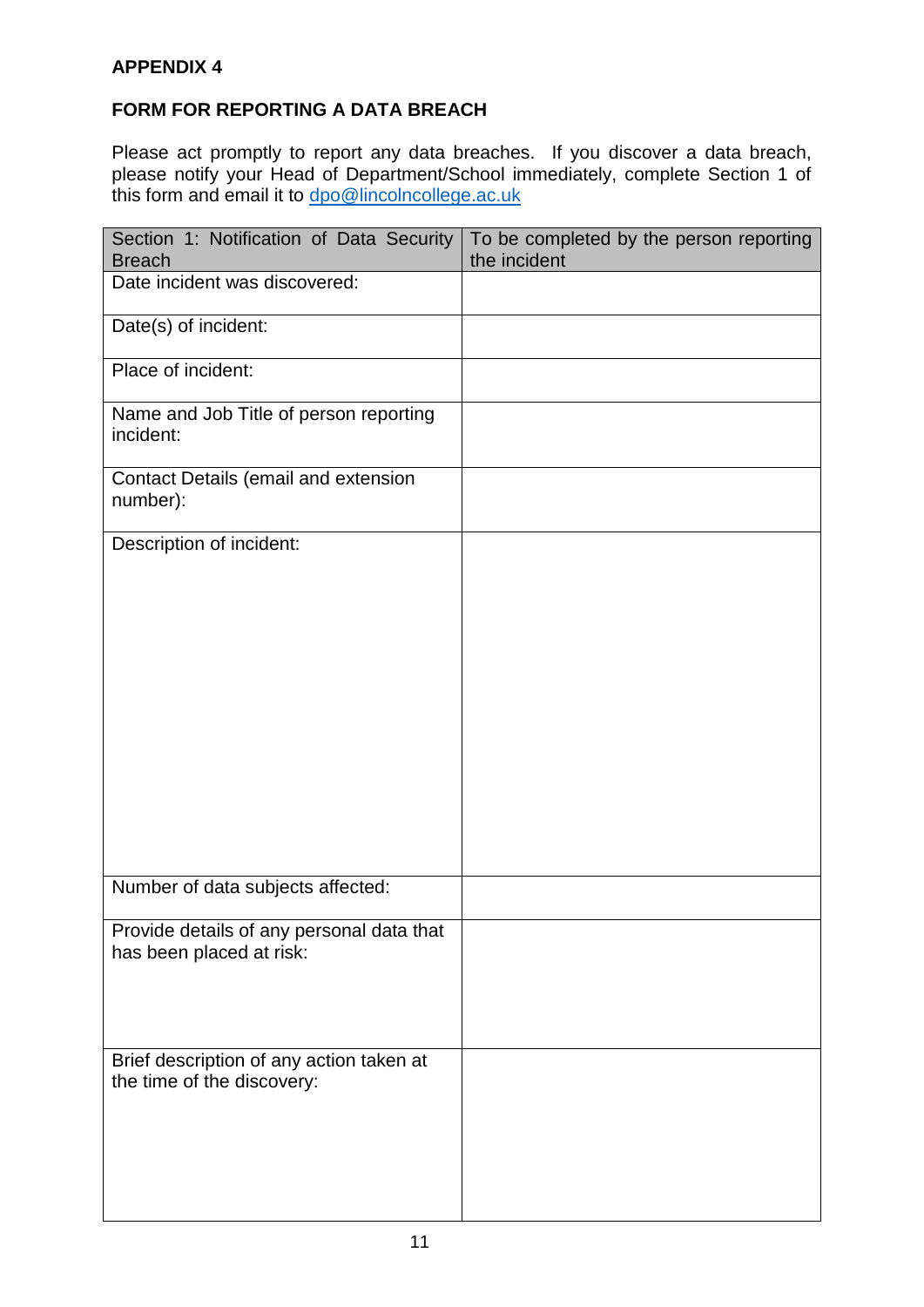**APPENDIX 4**

**FORM FOR REPORTING A DATA BREACH**

Please act promptly to report any data breaches. If you discover a data breach, please notify your Head of Department/School immediately, complete Section 1 of this form and email it to dpo@lincolncollege.ac.uk

| Section 1: Notification of Data Security Breach | To be completed by the person reporting the incident |
|---|---|
| Date incident was discovered: | |
| Date(s) of incident: | |
| Place of incident: | |
| Name and Job Title of person reporting incident: | |
| Contact Details (email and extension number): | |
| Description of incident: | |
| Number of data subjects affected: | |
| Provide details of any personal data that has been placed at risk: | |
| Brief description of any action taken at the time of the discovery: | |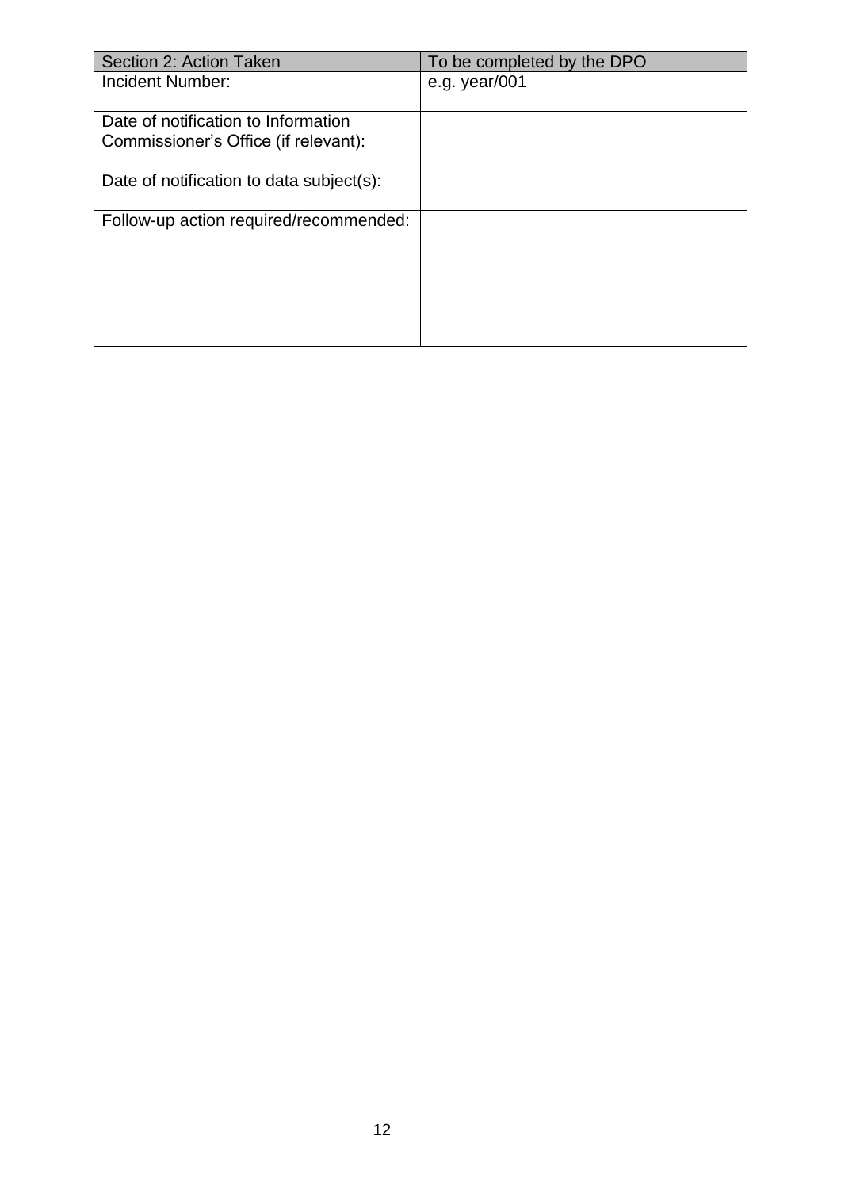| Section 2: Action Taken | To be completed by the DPO |
| --- | --- |
| Incident Number: | e.g. year/001 |
| Date of notification to Information Commissioner's Office (if relevant): | |
| Date of notification to data subject(s): | |
| Follow-up action required/recommended: | |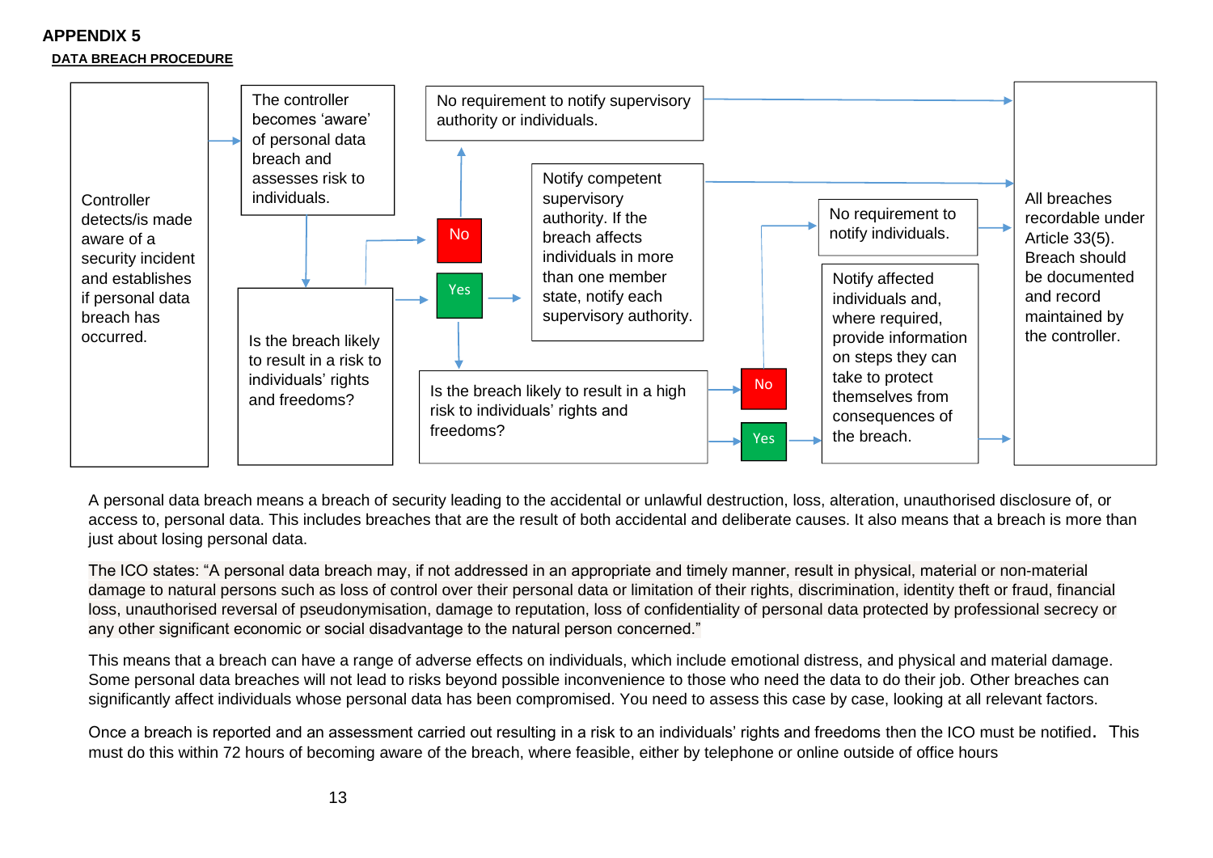# APPENDIX 5

**DATA BREACH PROCEDURE**

Controller detects/is made aware of a security incident and establishes if personal data breach has occurred.

The controller becomes 'aware' of personal data breach and assesses risk to individuals.

Is the breach likely to result in a risk to individuals' rights and freedoms?

No

No requirement to notify supervisory authority or individuals.

Yes

Notify competent supervisory authority. If the breach affects individuals in more than one member state, notify each supervisory authority.

Is the breach likely to result in a high risk to individuals' rights and freedoms?

No

No requirement to notify individuals.

Yes

Notify affected individuals and, where required, provide information on steps they can take to protect themselves from consequences of the breach.

All breaches recordable under Article 33(5). Breach should be documented and record maintained by the controller.

A personal data breach means a breach of security leading to the accidental or unlawful destruction, loss, alteration, unauthorised disclosure of, or access to, personal data. This includes breaches that are the result of both accidental and deliberate causes. It also means that a breach is more than just about losing personal data.

The ICO states: "A personal data breach may, if not addressed in an appropriate and timely manner, result in physical, material or non-material damage to natural persons such as loss of control over their personal data or limitation of their rights, discrimination, identity theft or fraud, financial loss, unauthorised reversal of pseudonymisation, damage to reputation, loss of confidentiality of personal data protected by professional secrecy or any other significant economic or social disadvantage to the natural person concerned."

This means that a breach can have a range of adverse effects on individuals, which include emotional distress, and physical and material damage. Some personal data breaches will not lead to risks beyond possible inconvenience to those who need the data to do their job. Other breaches can significantly affect individuals whose personal data has been compromised. You need to assess this case by case, looking at all relevant factors.

Once a breach is reported and an assessment carried out resulting in a risk to an individuals' rights and freedoms then the ICO must be notified. This must do this within 72 hours of becoming aware of the breach, where feasible, either by telephone or online outside of office hours